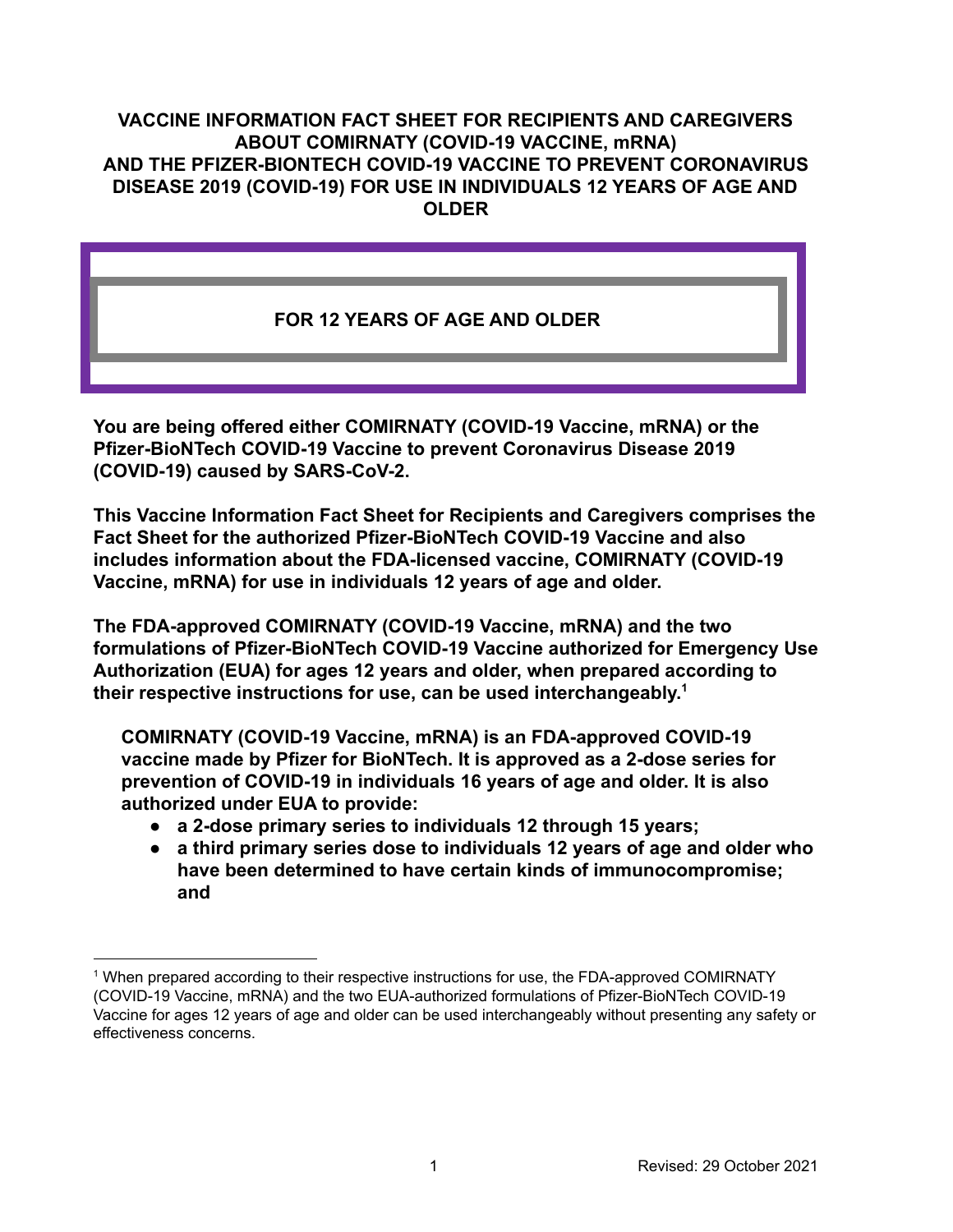# VACCINE INFORMATION FACT SHEET FOR RECIPIENTS AND CAREGIVERS ABOUT COMIRNATY (COVID-19 VACCINE, mRNA) AND THE PFIZER-BIONTECH COVID-19 VACCINE TO PREVENT CORONAVIRUS DISEASE 2019 (COVID-19) FOR USE IN INDIVIDUALS 12 YEARS OF AGE AND OLDER

## FOR 12 YEARS OF AGE AND OLDER

**You are being offered either COMIRNATY (COVID-19 Vaccine, mRNA) or the Pfizer-BioNTech COVID-19 Vaccine to prevent Coronavirus Disease 2019 (COVID-19) caused by SARS-CoV-2.**

**This Vaccine Information Fact Sheet for Recipients and Caregivers comprises the Fact Sheet for the authorized Pfizer-BioNTech COVID-19 Vaccine and also includes information about the FDA-licensed vaccine, COMIRNATY (COVID-19 Vaccine, mRNA) for use in individuals 12 years of age and older.**

**The FDA-approved COMIRNATY (COVID-19 Vaccine, mRNA) and the two formulations of Pfizer-BioNTech COVID-19 Vaccine authorized for Emergency Use Authorization (EUA) for ages 12 years and older, when prepared according to their respective instructions for use, can be used interchangeably.[1]**

**COMIRNATY (COVID-19 Vaccine, mRNA) is an FDA-approved COVID-19 vaccine made by Pfizer for BioNTech. It is approved as a 2-dose series for prevention of COVID-19 in individuals 16 years of age and older. It is also authorized under EUA to provide:**

- **a 2-dose primary series to individuals 12 through 15 years;**
- **a third primary series dose to individuals 12 years of age and older who have been determined to have certain kinds of immunocompromise; and**

[1] When prepared according to their respective instructions for use, the FDA-approved COMIRNATY (COVID-19 Vaccine, mRNA) and the two EUA-authorized formulations of Pfizer-BioNTech COVID-19 Vaccine for ages 12 years of age and older can be used interchangeably without presenting any safety or effectiveness concerns.

Revised: 29 October 2021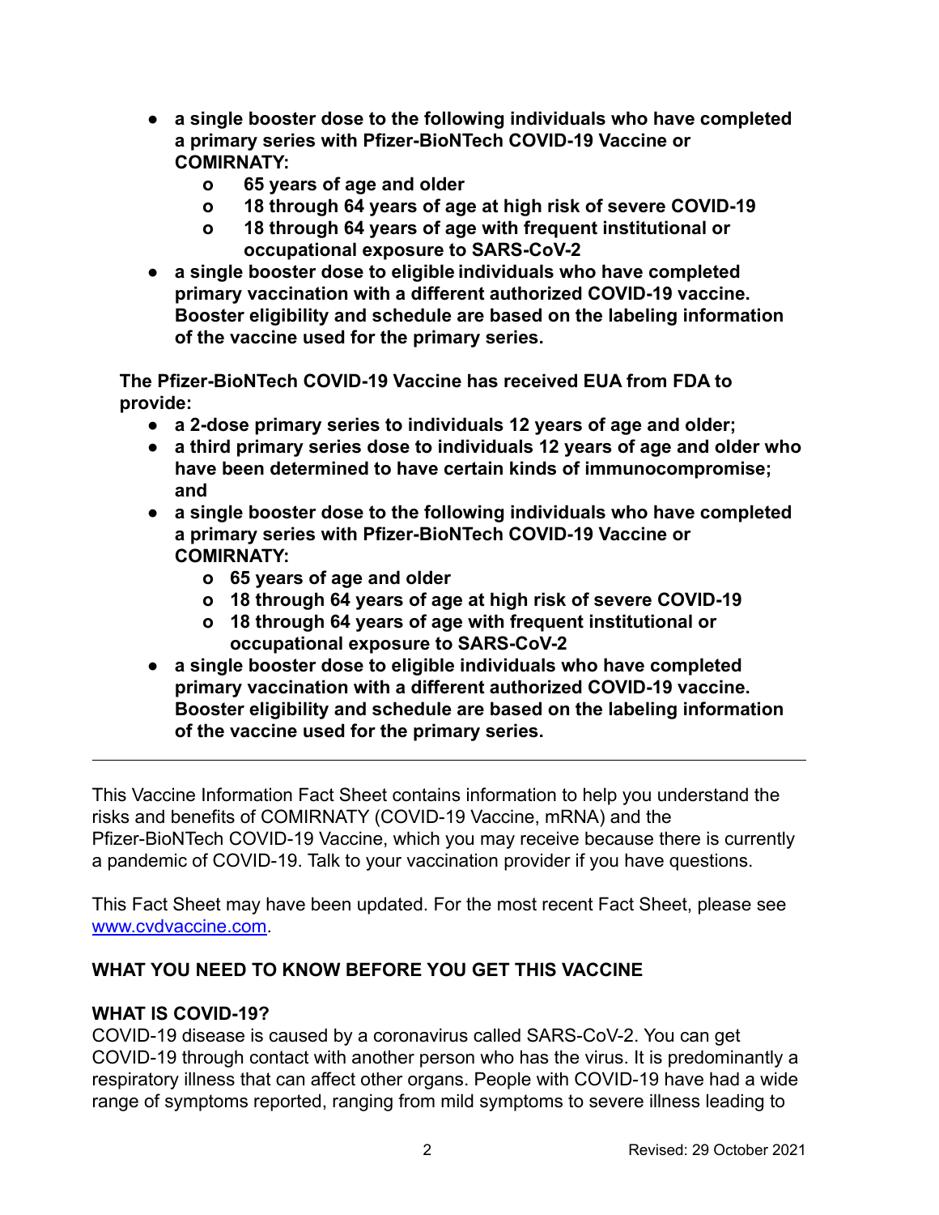- **a single booster dose to the following individuals who have completed a primary series with Pfizer-BioNTech COVID-19 Vaccine or COMIRNATY:**
  - **65 years of age and older**
  - **18 through 64 years of age at high risk of severe COVID-19**
  - **18 through 64 years of age with frequent institutional or occupational exposure to SARS-CoV-2**
- **a single booster dose to eligible individuals who have completed primary vaccination with a different authorized COVID-19 vaccine. Booster eligibility and schedule are based on the labeling information of the vaccine used for the primary series.**

**The Pfizer-BioNTech COVID-19 Vaccine has received EUA from FDA to provide:**

- **a 2-dose primary series to individuals 12 years of age and older;**
- **a third primary series dose to individuals 12 years of age and older who have been determined to have certain kinds of immunocompromise; and**
- **a single booster dose to the following individuals who have completed a primary series with Pfizer-BioNTech COVID-19 Vaccine or COMIRNATY:**
  - **65 years of age and older**
  - **18 through 64 years of age at high risk of severe COVID-19**
  - **18 through 64 years of age with frequent institutional or occupational exposure to SARS-CoV-2**
- **a single booster dose to eligible individuals who have completed primary vaccination with a different authorized COVID-19 vaccine. Booster eligibility and schedule are based on the labeling information of the vaccine used for the primary series.**

---

This Vaccine Information Fact Sheet contains information to help you understand the risks and benefits of COMIRNATY (COVID-19 Vaccine, mRNA) and the Pfizer-BioNTech COVID-19 Vaccine, which you may receive because there is currently a pandemic of COVID-19. Talk to your vaccination provider if you have questions.

This Fact Sheet may have been updated. For the most recent Fact Sheet, please see [www.cvdvaccine.com](http://www.cvdvaccine.com).

## WHAT YOU NEED TO KNOW BEFORE YOU GET THIS VACCINE

### WHAT IS COVID-19?

COVID-19 disease is caused by a coronavirus called SARS-CoV-2. You can get COVID-19 through contact with another person who has the virus. It is predominantly a respiratory illness that can affect other organs. People with COVID-19 have had a wide range of symptoms reported, ranging from mild symptoms to severe illness leading to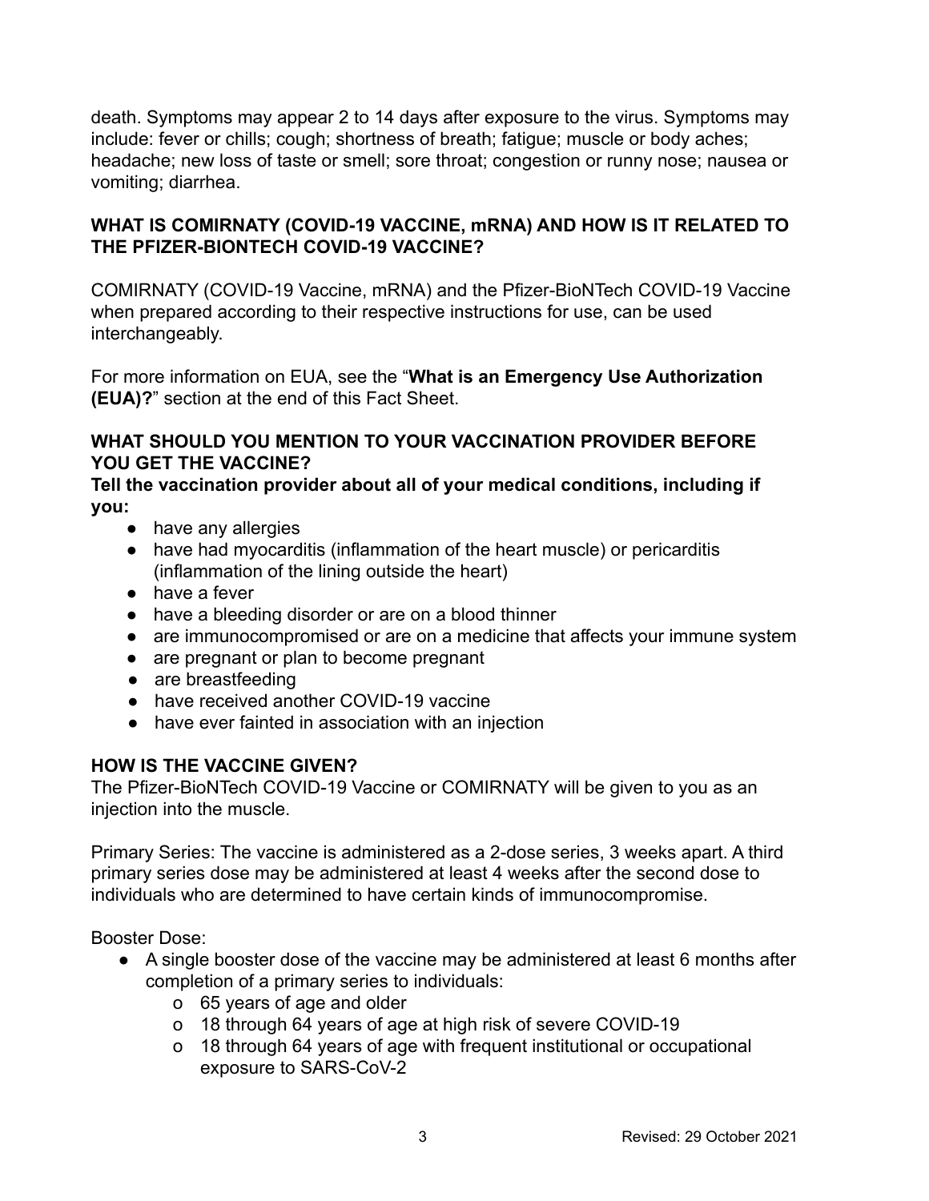death. Symptoms may appear 2 to 14 days after exposure to the virus. Symptoms may include: fever or chills; cough; shortness of breath; fatigue; muscle or body aches; headache; new loss of taste or smell; sore throat; congestion or runny nose; nausea or vomiting; diarrhea.

## WHAT IS COMIRNATY (COVID-19 VACCINE, mRNA) AND HOW IS IT RELATED TO THE PFIZER-BIONTECH COVID-19 VACCINE?

COMIRNATY (COVID-19 Vaccine, mRNA) and the Pfizer-BioNTech COVID-19 Vaccine when prepared according to their respective instructions for use, can be used interchangeably.

For more information on EUA, see the "**What is an Emergency Use Authorization (EUA)?**" section at the end of this Fact Sheet.

## WHAT SHOULD YOU MENTION TO YOUR VACCINATION PROVIDER BEFORE YOU GET THE VACCINE?

**Tell the vaccination provider about all of your medical conditions, including if you:**

- have any allergies
- have had myocarditis (inflammation of the heart muscle) or pericarditis (inflammation of the lining outside the heart)
- have a fever
- have a bleeding disorder or are on a blood thinner
- are immunocompromised or are on a medicine that affects your immune system
- are pregnant or plan to become pregnant
- are breastfeeding
- have received another COVID-19 vaccine
- have ever fainted in association with an injection

## HOW IS THE VACCINE GIVEN?

The Pfizer-BioNTech COVID-19 Vaccine or COMIRNATY will be given to you as an injection into the muscle.

Primary Series: The vaccine is administered as a 2-dose series, 3 weeks apart. A third primary series dose may be administered at least 4 weeks after the second dose to individuals who are determined to have certain kinds of immunocompromise.

Booster Dose:

- A single booster dose of the vaccine may be administered at least 6 months after completion of a primary series to individuals:
  - 65 years of age and older
  - 18 through 64 years of age at high risk of severe COVID-19
  - 18 through 64 years of age with frequent institutional or occupational exposure to SARS-CoV-2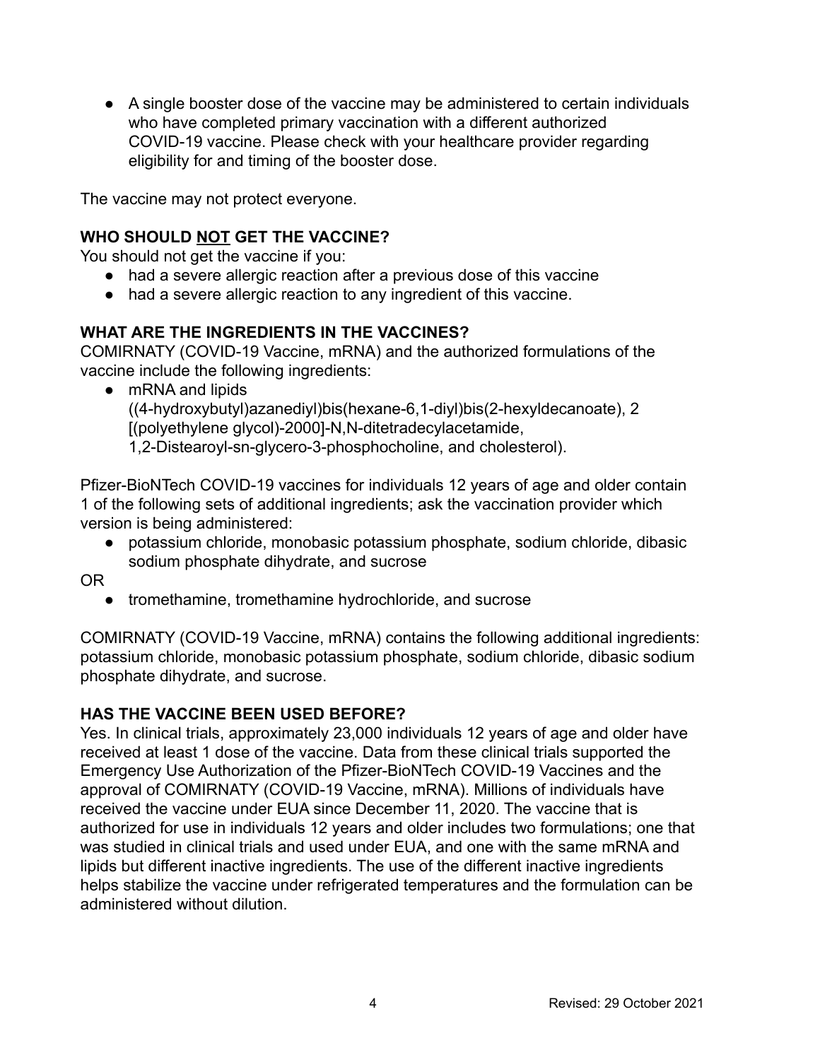- A single booster dose of the vaccine may be administered to certain individuals who have completed primary vaccination with a different authorized COVID-19 vaccine. Please check with your healthcare provider regarding eligibility for and timing of the booster dose.

The vaccine may not protect everyone.

## WHO SHOULD NOT GET THE VACCINE?

You should not get the vaccine if you:

- had a severe allergic reaction after a previous dose of this vaccine
- had a severe allergic reaction to any ingredient of this vaccine.

## WHAT ARE THE INGREDIENTS IN THE VACCINES?

COMIRNATY (COVID-19 Vaccine, mRNA) and the authorized formulations of the vaccine include the following ingredients:

- mRNA and lipids ((4-hydroxybutyl)azanediyl)bis(hexane-6,1-diyl)bis(2-hexyldecanoate), 2 [(polyethylene glycol)-2000]-N,N-ditetradecylacetamide, 1,2-Distearoyl-sn-glycero-3-phosphocholine, and cholesterol).

Pfizer-BioNTech COVID-19 vaccines for individuals 12 years of age and older contain 1 of the following sets of additional ingredients; ask the vaccination provider which version is being administered:

- potassium chloride, monobasic potassium phosphate, sodium chloride, dibasic sodium phosphate dihydrate, and sucrose

OR

- tromethamine, tromethamine hydrochloride, and sucrose

COMIRNATY (COVID-19 Vaccine, mRNA) contains the following additional ingredients: potassium chloride, monobasic potassium phosphate, sodium chloride, dibasic sodium phosphate dihydrate, and sucrose.

## HAS THE VACCINE BEEN USED BEFORE?

Yes. In clinical trials, approximately 23,000 individuals 12 years of age and older have received at least 1 dose of the vaccine. Data from these clinical trials supported the Emergency Use Authorization of the Pfizer-BioNTech COVID-19 Vaccines and the approval of COMIRNATY (COVID-19 Vaccine, mRNA). Millions of individuals have received the vaccine under EUA since December 11, 2020. The vaccine that is authorized for use in individuals 12 years and older includes two formulations; one that was studied in clinical trials and used under EUA, and one with the same mRNA and lipids but different inactive ingredients. The use of the different inactive ingredients helps stabilize the vaccine under refrigerated temperatures and the formulation can be administered without dilution.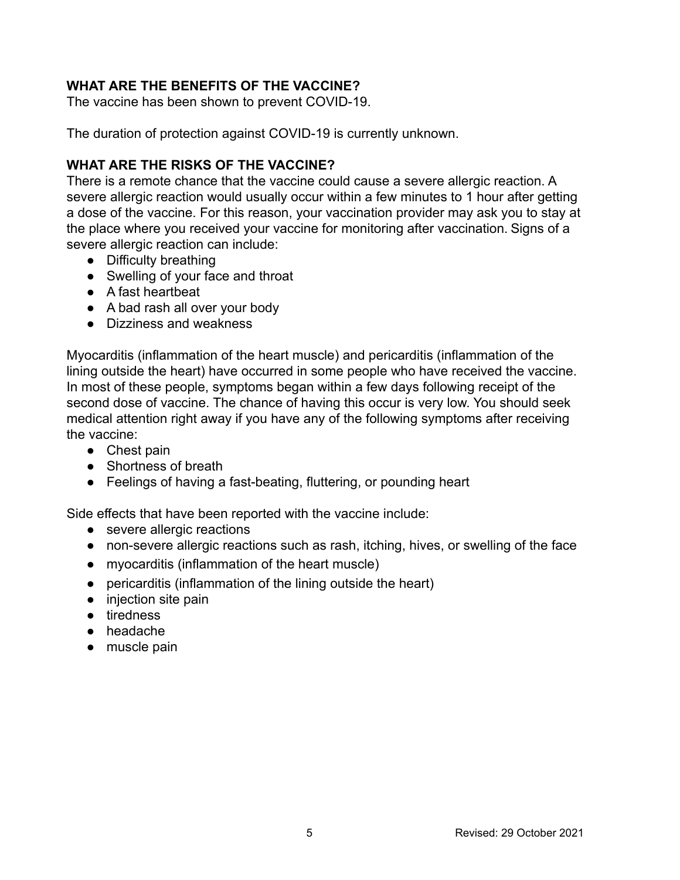**WHAT ARE THE BENEFITS OF THE VACCINE?**

The vaccine has been shown to prevent COVID-19.

The duration of protection against COVID-19 is currently unknown.

**WHAT ARE THE RISKS OF THE VACCINE?**

There is a remote chance that the vaccine could cause a severe allergic reaction. A severe allergic reaction would usually occur within a few minutes to 1 hour after getting a dose of the vaccine. For this reason, your vaccination provider may ask you to stay at the place where you received your vaccine for monitoring after vaccination. Signs of a severe allergic reaction can include:

- Difficulty breathing
- Swelling of your face and throat
- A fast heartbeat
- A bad rash all over your body
- Dizziness and weakness

Myocarditis (inflammation of the heart muscle) and pericarditis (inflammation of the lining outside the heart) have occurred in some people who have received the vaccine. In most of these people, symptoms began within a few days following receipt of the second dose of vaccine. The chance of having this occur is very low. You should seek medical attention right away if you have any of the following symptoms after receiving the vaccine:

- Chest pain
- Shortness of breath
- Feelings of having a fast-beating, fluttering, or pounding heart

Side effects that have been reported with the vaccine include:

- severe allergic reactions
- non-severe allergic reactions such as rash, itching, hives, or swelling of the face
- myocarditis (inflammation of the heart muscle)
- pericarditis (inflammation of the lining outside the heart)
- injection site pain
- tiredness
- headache
- muscle pain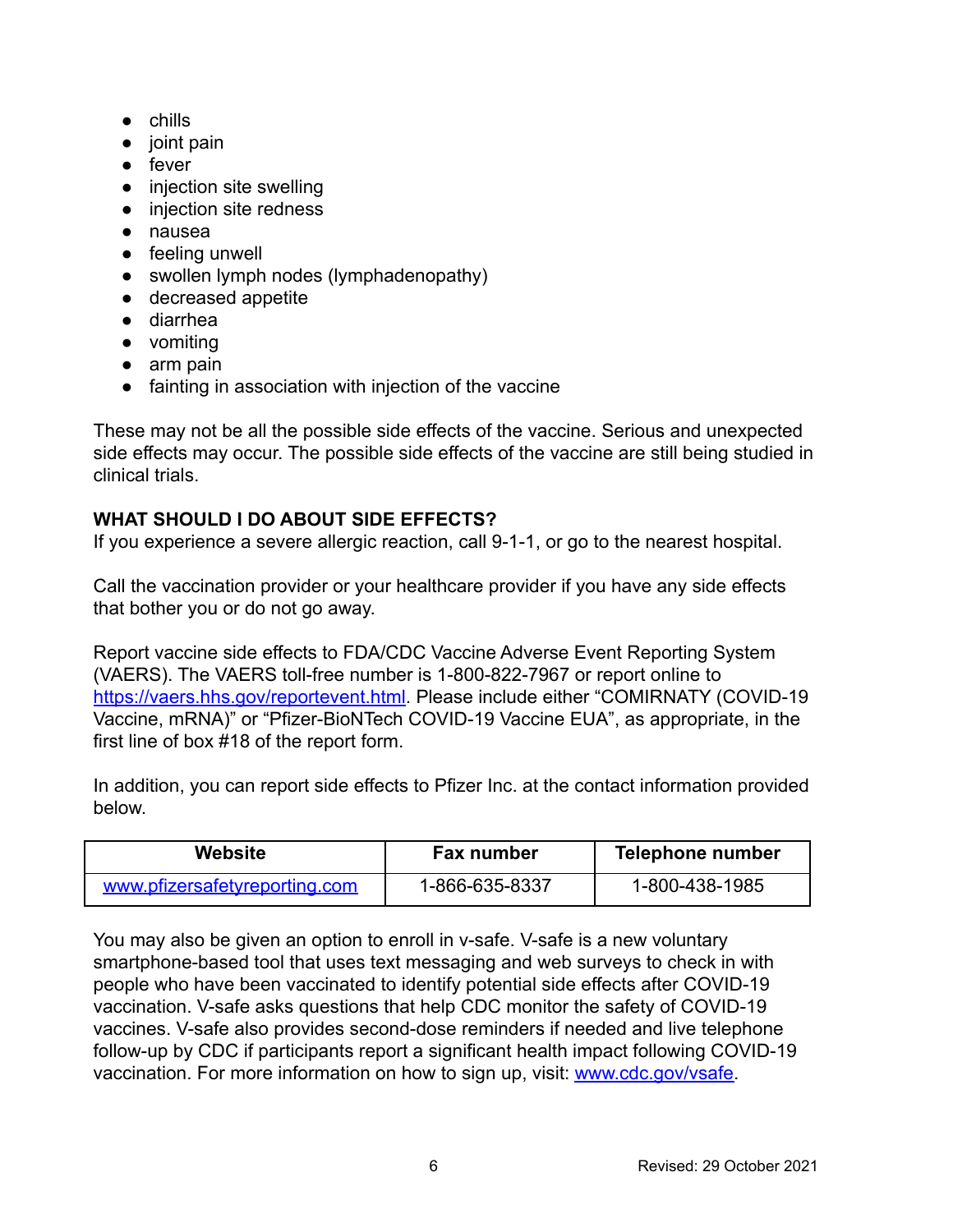- chills
- joint pain
- fever
- injection site swelling
- injection site redness
- nausea
- feeling unwell
- swollen lymph nodes (lymphadenopathy)
- decreased appetite
- diarrhea
- vomiting
- arm pain
- fainting in association with injection of the vaccine

These may not be all the possible side effects of the vaccine. Serious and unexpected side effects may occur. The possible side effects of the vaccine are still being studied in clinical trials.

**WHAT SHOULD I DO ABOUT SIDE EFFECTS?**

If you experience a severe allergic reaction, call 9-1-1, or go to the nearest hospital.

Call the vaccination provider or your healthcare provider if you have any side effects that bother you or do not go away.

Report vaccine side effects to FDA/CDC Vaccine Adverse Event Reporting System (VAERS). The VAERS toll-free number is 1-800-822-7967 or report online to https://vaers.hhs.gov/reportevent.html. Please include either "COMIRNATY (COVID-19 Vaccine, mRNA)" or "Pfizer-BioNTech COVID-19 Vaccine EUA", as appropriate, in the first line of box #18 of the report form.

In addition, you can report side effects to Pfizer Inc. at the contact information provided below.

| Website | Fax number | Telephone number |
|---|---|---|
| www.pfizersafetyreporting.com | 1-866-635-8337 | 1-800-438-1985 |

You may also be given an option to enroll in v-safe. V-safe is a new voluntary smartphone-based tool that uses text messaging and web surveys to check in with people who have been vaccinated to identify potential side effects after COVID-19 vaccination. V-safe asks questions that help CDC monitor the safety of COVID-19 vaccines. V-safe also provides second-dose reminders if needed and live telephone follow-up by CDC if participants report a significant health impact following COVID-19 vaccination. For more information on how to sign up, visit: www.cdc.gov/vsafe.

Revised: 29 October 2021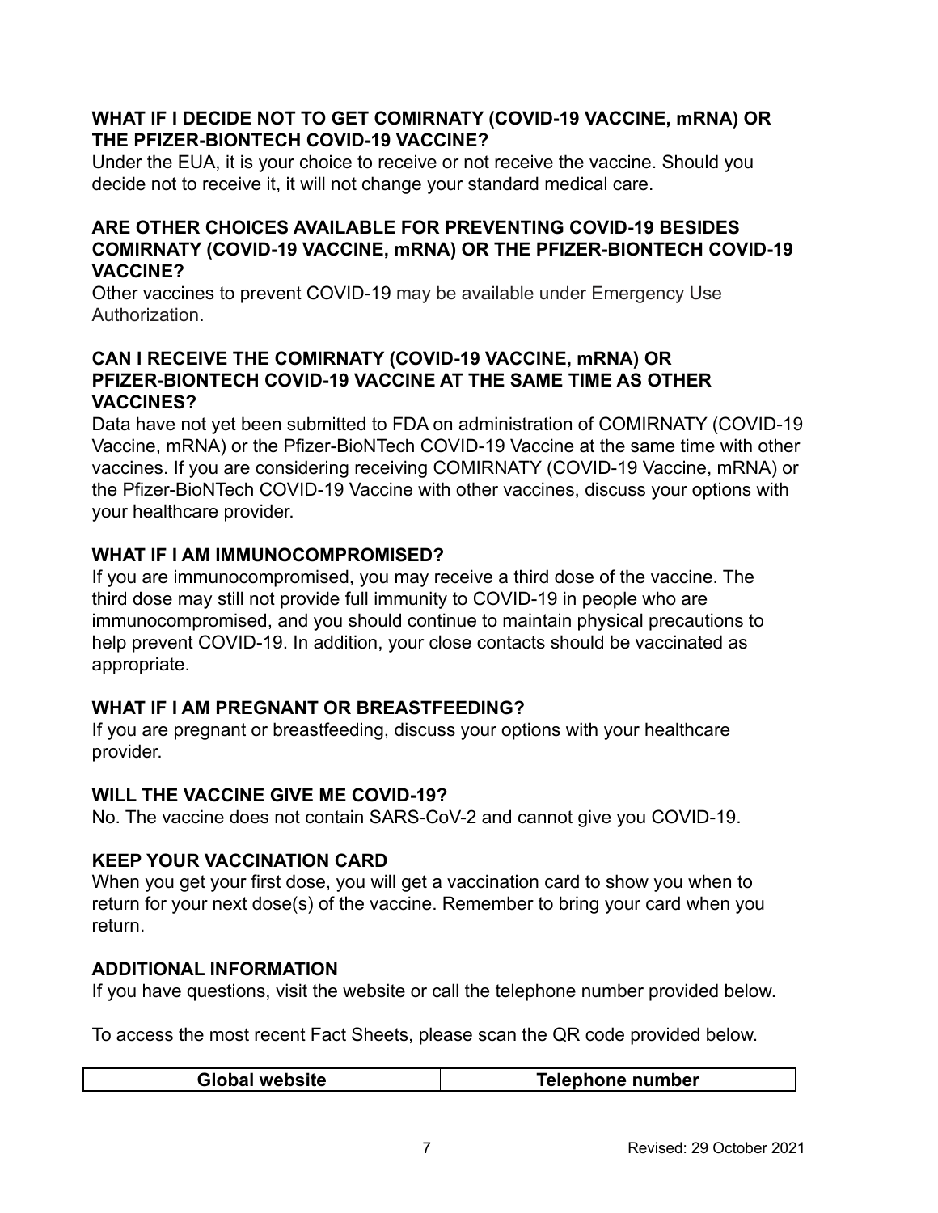### WHAT IF I DECIDE NOT TO GET COMIRNATY (COVID-19 VACCINE, mRNA) OR THE PFIZER-BIONTECH COVID-19 VACCINE?

Under the EUA, it is your choice to receive or not receive the vaccine. Should you decide not to receive it, it will not change your standard medical care.

### ARE OTHER CHOICES AVAILABLE FOR PREVENTING COVID-19 BESIDES COMIRNATY (COVID-19 VACCINE, mRNA) OR THE PFIZER-BIONTECH COVID-19 VACCINE?

Other vaccines to prevent COVID-19 may be available under Emergency Use Authorization.

### CAN I RECEIVE THE COMIRNATY (COVID-19 VACCINE, mRNA) OR PFIZER-BIONTECH COVID-19 VACCINE AT THE SAME TIME AS OTHER VACCINES?

Data have not yet been submitted to FDA on administration of COMIRNATY (COVID-19 Vaccine, mRNA) or the Pfizer-BioNTech COVID-19 Vaccine at the same time with other vaccines. If you are considering receiving COMIRNATY (COVID-19 Vaccine, mRNA) or the Pfizer-BioNTech COVID-19 Vaccine with other vaccines, discuss your options with your healthcare provider.

### WHAT IF I AM IMMUNOCOMPROMISED?

If you are immunocompromised, you may receive a third dose of the vaccine. The third dose may still not provide full immunity to COVID-19 in people who are immunocompromised, and you should continue to maintain physical precautions to help prevent COVID-19. In addition, your close contacts should be vaccinated as appropriate.

### WHAT IF I AM PREGNANT OR BREASTFEEDING?

If you are pregnant or breastfeeding, discuss your options with your healthcare provider.

### WILL THE VACCINE GIVE ME COVID-19?

No. The vaccine does not contain SARS-CoV-2 and cannot give you COVID-19.

### KEEP YOUR VACCINATION CARD

When you get your first dose, you will get a vaccination card to show you when to return for your next dose(s) of the vaccine. Remember to bring your card when you return.

### ADDITIONAL INFORMATION

If you have questions, visit the website or call the telephone number provided below.

To access the most recent Fact Sheets, please scan the QR code provided below.

| Global website | Telephone number |
| --- | --- |

Revised: 29 October 2021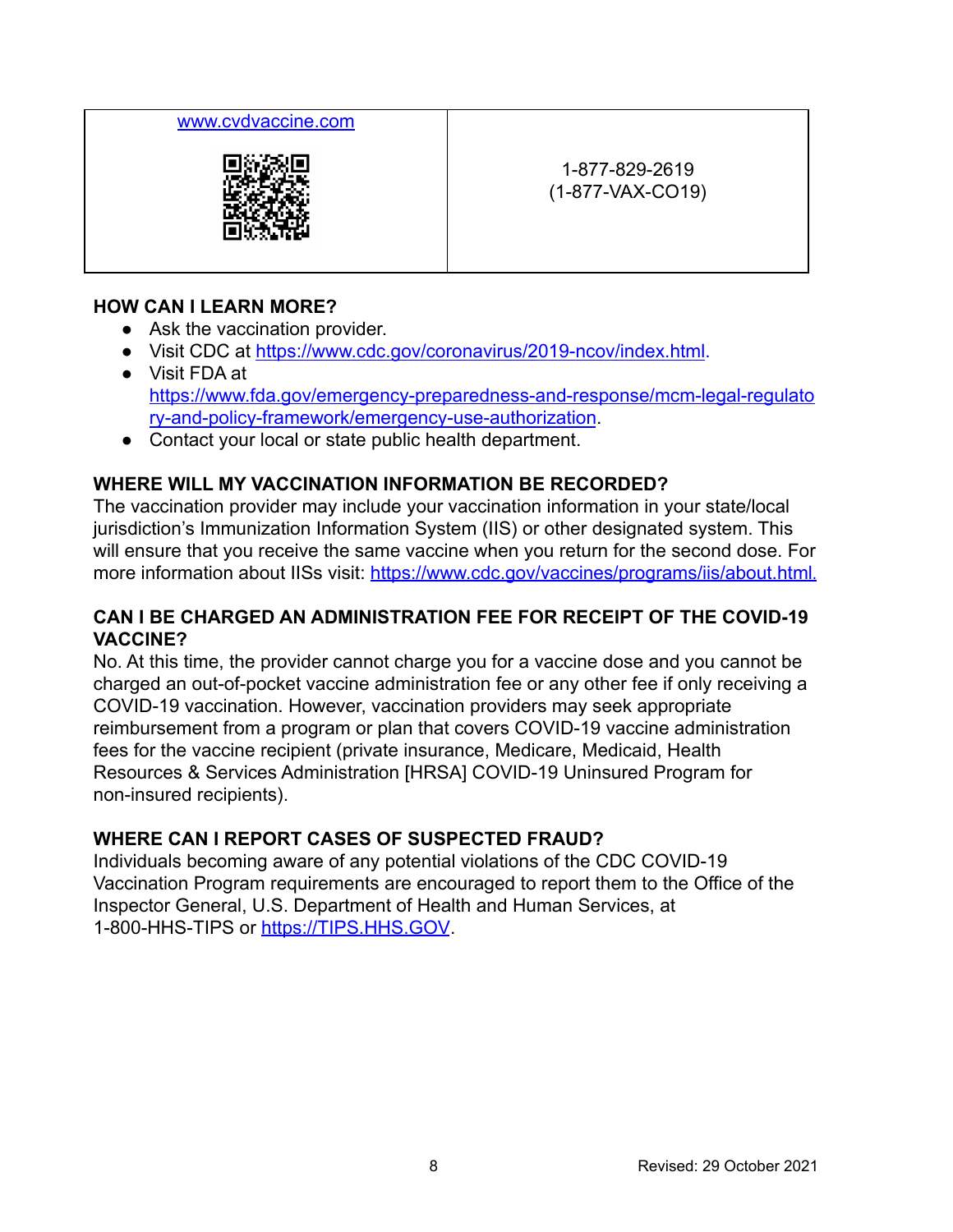| www.cvdvaccine.com | 1-877-829-2619<br>(1-877-VAX-CO19) |
|---|---|

**HOW CAN I LEARN MORE?**

- Ask the vaccination provider.
- Visit CDC at https://www.cdc.gov/coronavirus/2019-ncov/index.html.
- Visit FDA at https://www.fda.gov/emergency-preparedness-and-response/mcm-legal-regulatory-and-policy-framework/emergency-use-authorization.
- Contact your local or state public health department.

**WHERE WILL MY VACCINATION INFORMATION BE RECORDED?**

The vaccination provider may include your vaccination information in your state/local jurisdiction's Immunization Information System (IIS) or other designated system. This will ensure that you receive the same vaccine when you return for the second dose. For more information about IISs visit: https://www.cdc.gov/vaccines/programs/iis/about.html.

**CAN I BE CHARGED AN ADMINISTRATION FEE FOR RECEIPT OF THE COVID-19 VACCINE?**

No. At this time, the provider cannot charge you for a vaccine dose and you cannot be charged an out-of-pocket vaccine administration fee or any other fee if only receiving a COVID-19 vaccination. However, vaccination providers may seek appropriate reimbursement from a program or plan that covers COVID-19 vaccine administration fees for the vaccine recipient (private insurance, Medicare, Medicaid, Health Resources & Services Administration [HRSA] COVID-19 Uninsured Program for non-insured recipients).

**WHERE CAN I REPORT CASES OF SUSPECTED FRAUD?**

Individuals becoming aware of any potential violations of the CDC COVID-19 Vaccination Program requirements are encouraged to report them to the Office of the Inspector General, U.S. Department of Health and Human Services, at 1-800-HHS-TIPS or https://TIPS.HHS.GOV.

Revised: 29 October 2021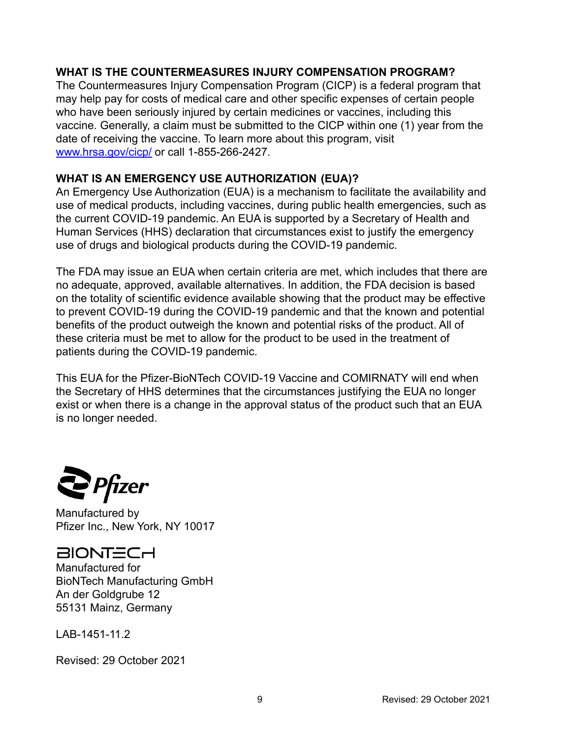## WHAT IS THE COUNTERMEASURES INJURY COMPENSATION PROGRAM?

The Countermeasures Injury Compensation Program (CICP) is a federal program that may help pay for costs of medical care and other specific expenses of certain people who have been seriously injured by certain medicines or vaccines, including this vaccine. Generally, a claim must be submitted to the CICP within one (1) year from the date of receiving the vaccine. To learn more about this program, visit [www.hrsa.gov/cicp/](http://www.hrsa.gov/cicp/) or call 1-855-266-2427.

## WHAT IS AN EMERGENCY USE AUTHORIZATION (EUA)?

An Emergency Use Authorization (EUA) is a mechanism to facilitate the availability and use of medical products, including vaccines, during public health emergencies, such as the current COVID-19 pandemic. An EUA is supported by a Secretary of Health and Human Services (HHS) declaration that circumstances exist to justify the emergency use of drugs and biological products during the COVID-19 pandemic.

The FDA may issue an EUA when certain criteria are met, which includes that there are no adequate, approved, available alternatives. In addition, the FDA decision is based on the totality of scientific evidence available showing that the product may be effective to prevent COVID-19 during the COVID-19 pandemic and that the known and potential benefits of the product outweigh the known and potential risks of the product. All of these criteria must be met to allow for the product to be used in the treatment of patients during the COVID-19 pandemic.

This EUA for the Pfizer-BioNTech COVID-19 Vaccine and COMIRNATY will end when the Secretary of HHS determines that the circumstances justifying the EUA no longer exist or when there is a change in the approval status of the product such that an EUA is no longer needed.

Pfizer

Manufactured by
Pfizer Inc., New York, NY 10017

BIONTECH

Manufactured for
BioNTech Manufacturing GmbH
An der Goldgrube 12
55131 Mainz, Germany

LAB-1451-11.2

Revised: 29 October 2021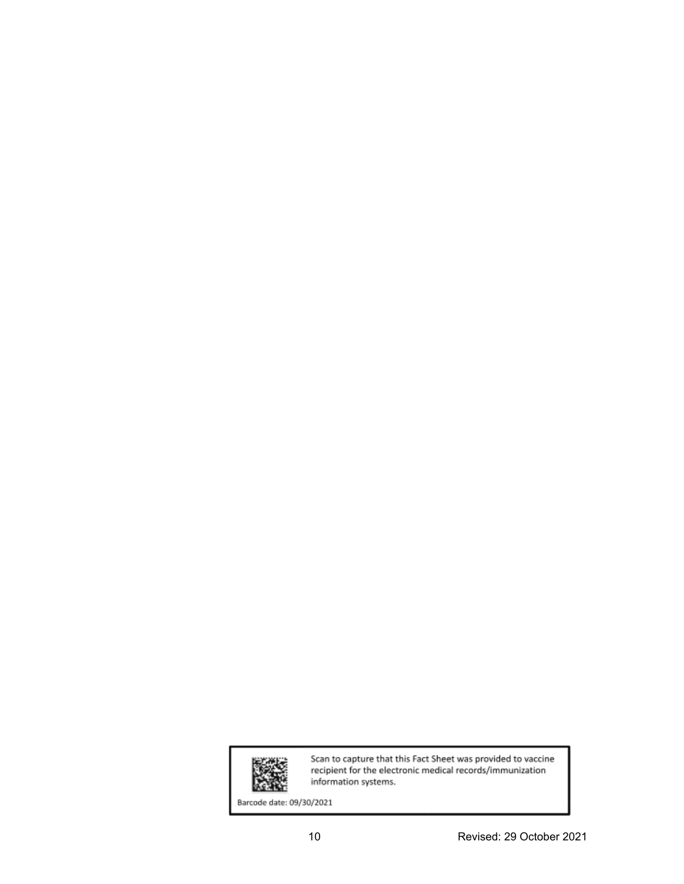Scan to capture that this Fact Sheet was provided to vaccine recipient for the electronic medical records/immunization information systems.

Barcode date: 09/30/2021

Revised: 29 October 2021